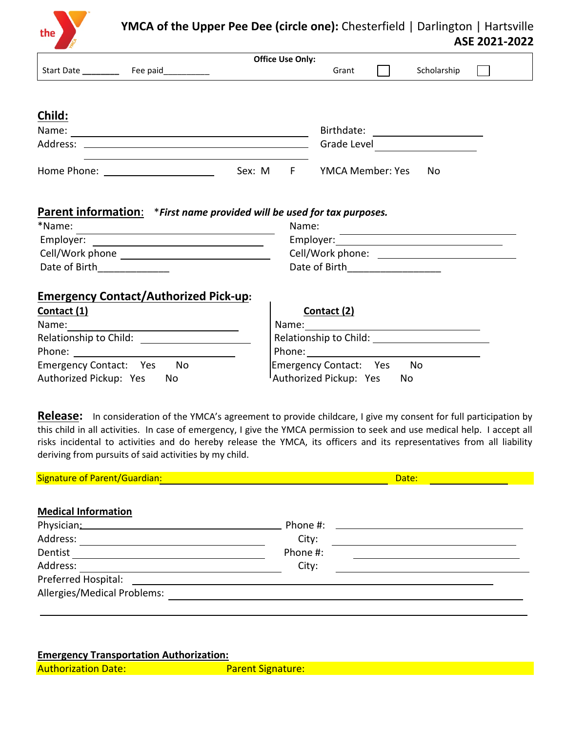# YMCA of the Upper Pee Dee (circle one): Chesterfield | Darlington | Hartsville

**ASE 2021-2022**

| Office Use Only: | | | |
|---|---|---|---|
| Start Date ________ | Fee paid__________ | Grant ☐ | Scholarship ☐ |

## Child:

Name: ______________________________ Birthdate: ______________

Address: ______________________________ Grade Level ______________

______________________________

Home Phone: ______________ Sex: M F YMCA Member: Yes No

## Parent information: *\*First name provided will be used for tax purposes.*

| | |
|---|---|
| *Name: ______________________ | Name: ______________________ |
| Employer: ______________________ | Employer: ______________________ |
| Cell/Work phone ______________________ | Cell/Work phone: ______________________ |
| Date of Birth_____________ | Date of Birth_________________ |

## Emergency Contact/Authorized Pick-up:

| Contact (1) | Contact (2) |
|---|---|
| Name: ______________________ | Name: ______________________ |
| Relationship to Child: ______________ | Relationship to Child: ______________ |
| Phone: ______________________ | Phone: ______________________ |
| Emergency Contact: Yes No | Emergency Contact: Yes No |
| Authorized Pickup: Yes No | Authorized Pickup: Yes No |

**Release:** In consideration of the YMCA's agreement to provide childcare, I give my consent for full participation by this child in all activities. In case of emergency, I give the YMCA permission to seek and use medical help. I accept all risks incidental to activities and do hereby release the YMCA, its officers and its representatives from all liability deriving from pursuits of said activities by my child.

Signature of Parent/Guardian: ______________________________ Date: ______________

**Medical Information**

| | |
|---|---|
| Physician: ______________________ | Phone #: ______________________ |
| Address: ______________________ | City: ______________________ |
| Dentist ______________________ | Phone #: ______________________ |
| Address: ______________________ | City: ______________________ |

Preferred Hospital: ______________________________________________

Allergies/Medical Problems: ______________________________________________

______________________________________________________________

**Emergency Transportation Authorization:**

Authorization Date: Parent Signature: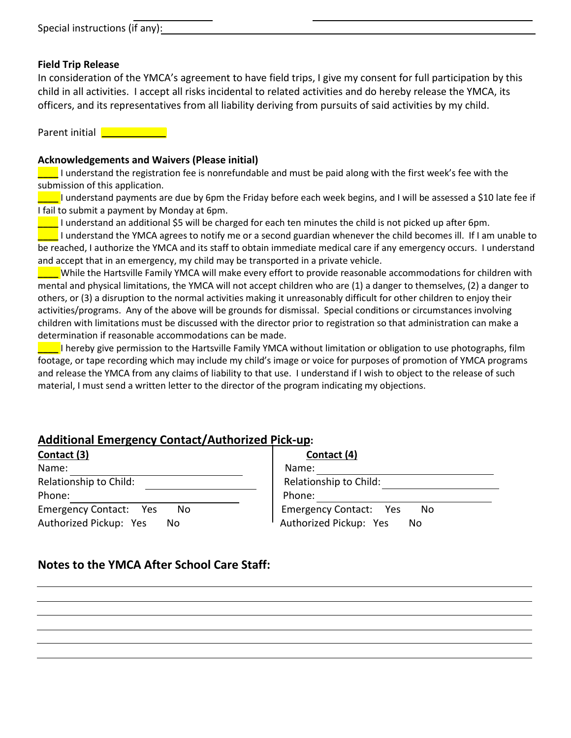Special instructions (if any): ______________________________

**Field Trip Release**

In consideration of the YMCA's agreement to have field trips, I give my consent for full participation by this child in all activities. I accept all risks incidental to related activities and do hereby release the YMCA, its officers, and its representatives from all liability deriving from pursuits of said activities by my child.

Parent initial ____________

**Acknowledgements and Waivers (Please initial)**

____ I understand the registration fee is nonrefundable and must be paid along with the first week's fee with the submission of this application.

____ I understand payments are due by 6pm the Friday before each week begins, and I will be assessed a $10 late fee if I fail to submit a payment by Monday at 6pm.

____ I understand an additional $5 will be charged for each ten minutes the child is not picked up after 6pm.

____ I understand the YMCA agrees to notify me or a second guardian whenever the child becomes ill. If I am unable to be reached, I authorize the YMCA and its staff to obtain immediate medical care if any emergency occurs. I understand and accept that in an emergency, my child may be transported in a private vehicle.

____ While the Hartsville Family YMCA will make every effort to provide reasonable accommodations for children with mental and physical limitations, the YMCA will not accept children who are (1) a danger to themselves, (2) a danger to others, or (3) a disruption to the normal activities making it unreasonably difficult for other children to enjoy their activities/programs. Any of the above will be grounds for dismissal. Special conditions or circumstances involving children with limitations must be discussed with the director prior to registration so that administration can make a determination if reasonable accommodations can be made.

____ I hereby give permission to the Hartsville Family YMCA without limitation or obligation to use photographs, film footage, or tape recording which may include my child's image or voice for purposes of promotion of YMCA programs and release the YMCA from any claims of liability to that use. I understand if I wish to object to the release of such material, I must send a written letter to the director of the program indicating my objections.

## Additional Emergency Contact/Authorized Pick-up:

| Contact (3) | Contact (4) |
|---|---|
| Name: ____________ | Name: ____________ |
| Relationship to Child: ____________ | Relationship to Child: ____________ |
| Phone: ____________ | Phone: ____________ |
| Emergency Contact: Yes No | Emergency Contact: Yes No |
| Authorized Pickup: Yes No | Authorized Pickup: Yes No |

## Notes to the YMCA After School Care Staff:

______________________________

______________________________

______________________________

______________________________

______________________________

______________________________